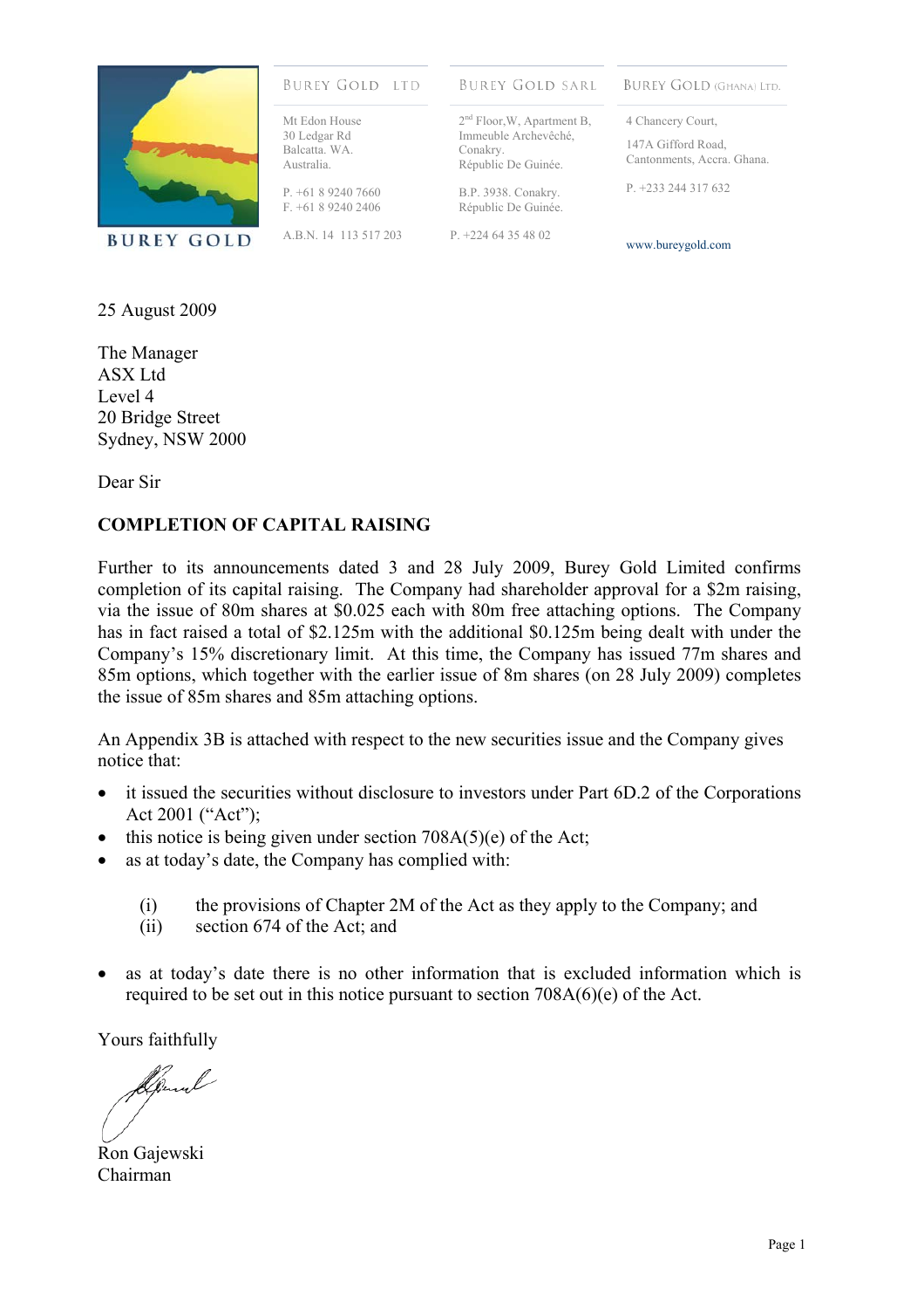BUREY GOLD

| BUREY GOLD LTD | BUREY GOLD SARL | BUREY GOLD (GHANA) LTD. |
|---|---|---|
| Mt Edon House<br>30 Ledgar Rd<br>Balcatta. WA.<br>Australia. | 2nd Floor,W, Apartment B,<br>Immeuble Archevêché,<br>Conakry.<br>Républic De Guinée. | 4 Chancery Court,<br>147A Gifford Road,<br>Cantonments, Accra. Ghana. |
| P. +61 8 9240 7660<br>F. +61 8 9240 2406 | B.P. 3938. Conakry.<br>Républic De Guinée. | P. +233 244 317 632 |
| A.B.N. 14 113 517 203 | P. +224 64 35 48 02 | www.bureygold.com |

25 August 2009

The Manager
ASX Ltd
Level 4
20 Bridge Street
Sydney, NSW 2000

Dear Sir

**COMPLETION OF CAPITAL RAISING**

Further to its announcements dated 3 and 28 July 2009, Burey Gold Limited confirms completion of its capital raising. The Company had shareholder approval for a $2m raising, via the issue of 80m shares at $0.025 each with 80m free attaching options. The Company has in fact raised a total of $2.125m with the additional $0.125m being dealt with under the Company's 15% discretionary limit. At this time, the Company has issued 77m shares and 85m options, which together with the earlier issue of 8m shares (on 28 July 2009) completes the issue of 85m shares and 85m attaching options.

An Appendix 3B is attached with respect to the new securities issue and the Company gives notice that:

- it issued the securities without disclosure to investors under Part 6D.2 of the Corporations Act 2001 ("Act");
- this notice is being given under section 708A(5)(e) of the Act;
- as at today's date, the Company has complied with:

    (i) the provisions of Chapter 2M of the Act as they apply to the Company; and
    (ii) section 674 of the Act; and

- as at today's date there is no other information that is excluded information which is required to be set out in this notice pursuant to section 708A(6)(e) of the Act.

Yours faithfully

Ron Gajewski
Chairman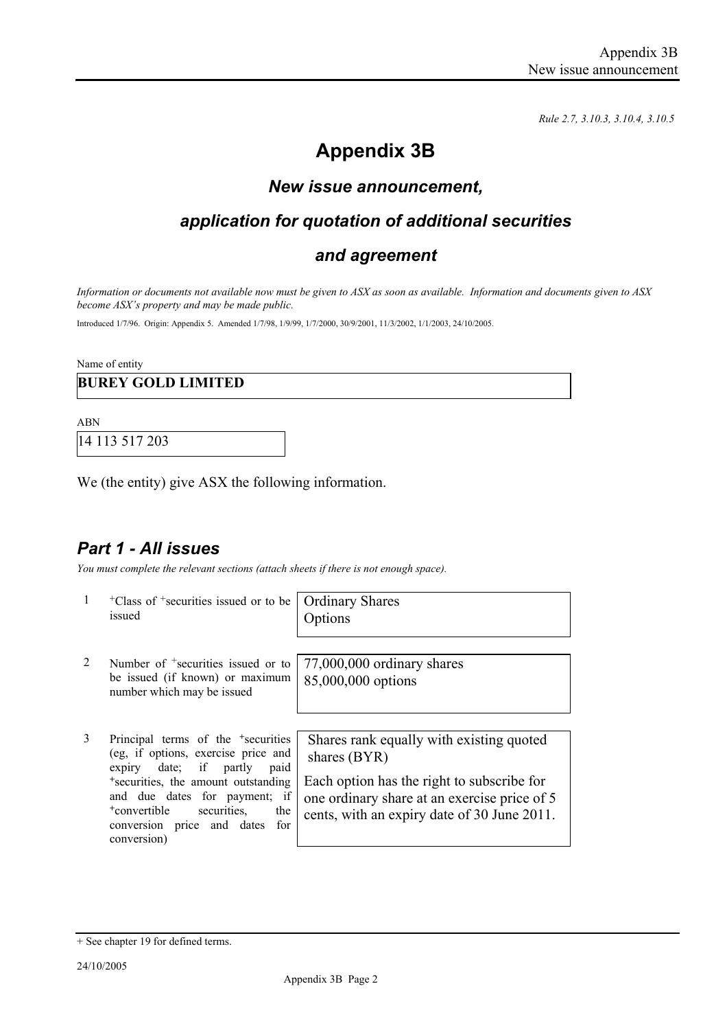*Rule 2.7, 3.10.3, 3.10.4, 3.10.5*

# Appendix 3B

## *New issue announcement,*

## *application for quotation of additional securities*

## *and agreement*

*Information or documents not available now must be given to ASX as soon as available. Information and documents given to ASX become ASX's property and may be made public.*

Introduced 1/7/96. Origin: Appendix 5. Amended 1/7/98, 1/9/99, 1/7/2000, 30/9/2001, 11/3/2002, 1/1/2003, 24/10/2005.

Name of entity

**BUREY GOLD LIMITED**

ABN

14 113 517 203

We (the entity) give ASX the following information.

## *Part 1 - All issues*

*You must complete the relevant sections (attach sheets if there is not enough space).*

| | | |
|---|---|---|
| 1 | +Class of +securities issued or to be issued | Ordinary Shares<br>Options |
| 2 | Number of +securities issued or to be issued (if known) or maximum number which may be issued | 77,000,000 ordinary shares<br>85,000,000 options |
| 3 | Principal terms of the +securities (eg, if options, exercise price and expiry date; if partly paid +securities, the amount outstanding and due dates for payment; if +convertible securities, the conversion price and dates for conversion) | Shares rank equally with existing quoted shares (BYR)<br><br>Each option has the right to subscribe for one ordinary share at an exercise price of 5 cents, with an expiry date of 30 June 2011. |

+ See chapter 19 for defined terms.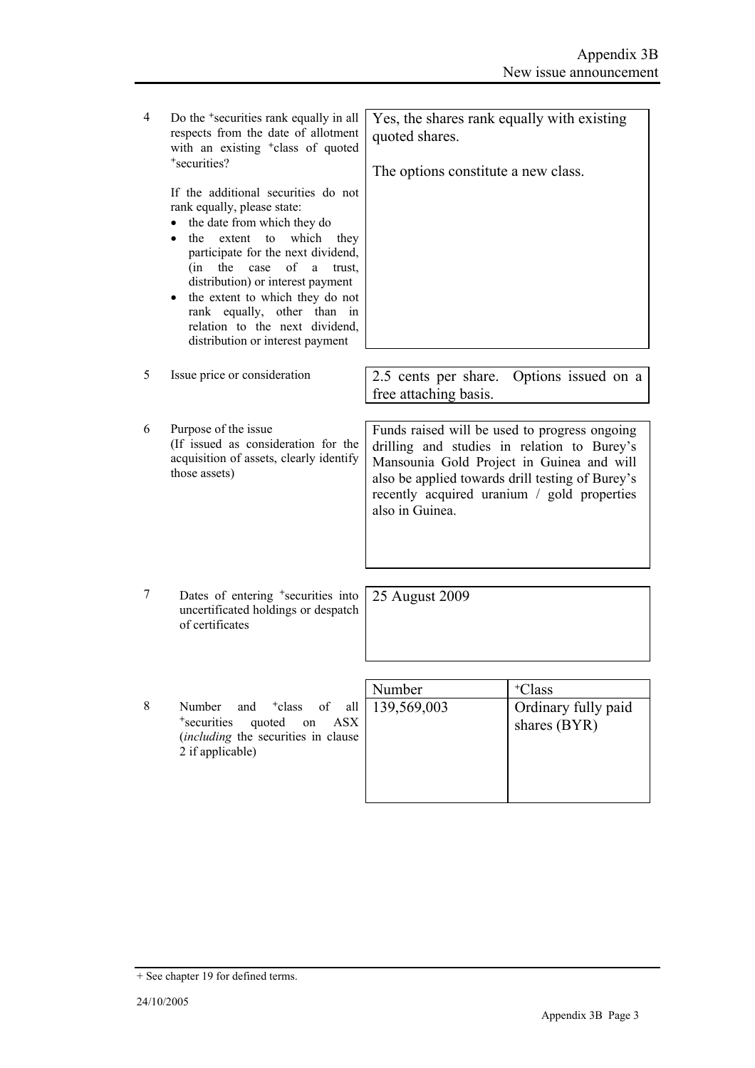| | | |
|---|---|---|
| 4 | Do the +securities rank equally in all respects from the date of allotment with an existing +class of quoted +securities?<br><br>If the additional securities do not rank equally, please state:<br>• the date from which they do<br>• the extent to which they participate for the next dividend, (in the case of a trust, distribution) or interest payment<br>• the extent to which they do not rank equally, other than in relation to the next dividend, distribution or interest payment | Yes, the shares rank equally with existing quoted shares.<br><br>The options constitute a new class. |
| 5 | Issue price or consideration | 2.5 cents per share. Options issued on a free attaching basis. |
| 6 | Purpose of the issue<br>(If issued as consideration for the acquisition of assets, clearly identify those assets) | Funds raised will be used to progress ongoing drilling and studies in relation to Burey's Mansounia Gold Project in Guinea and will also be applied towards drill testing of Burey's recently acquired uranium / gold properties also in Guinea. |
| 7 | Dates of entering +securities into uncertificated holdings or despatch of certificates | 25 August 2009 |

| | | Number | +Class |
|---|---|---|---|
| 8 | Number and +class of all +securities quoted on ASX (*including* the securities in clause 2 if applicable) | 139,569,003 | Ordinary fully paid shares (BYR) |

+ See chapter 19 for defined terms.

24/10/2005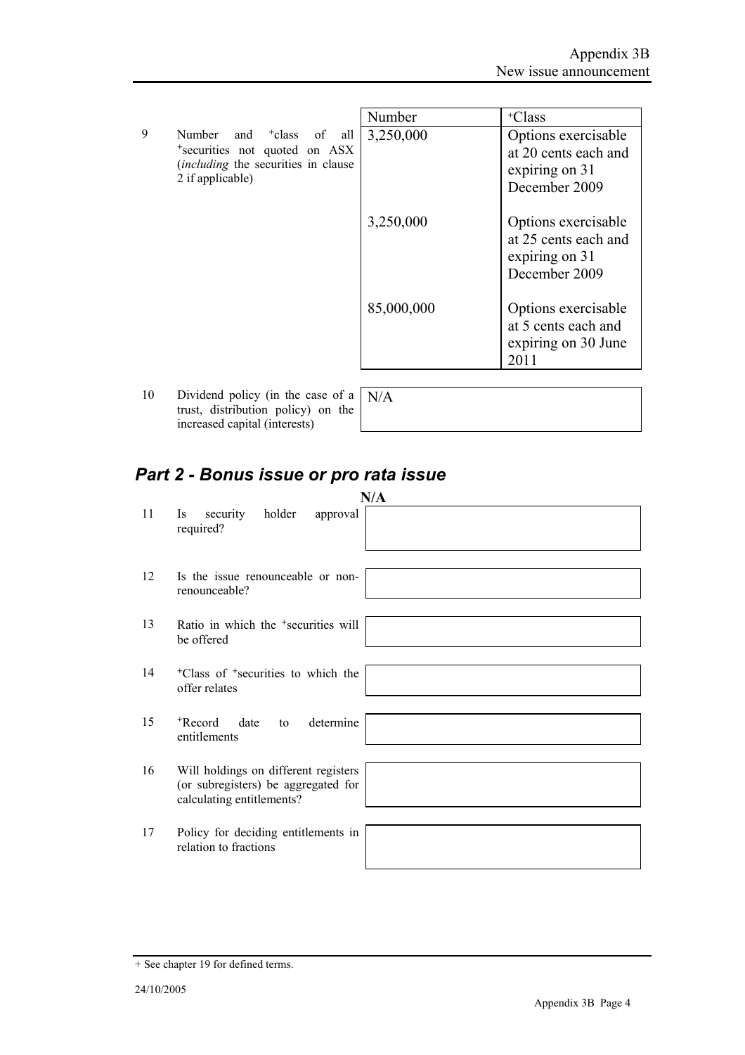| | | Number | +Class |
|---|---|---|---|
| 9 | Number and +class of all +securities not quoted on ASX (*including* the securities in clause 2 if applicable) | 3,250,000 | Options exercisable at 20 cents each and expiring on 31 December 2009 |
| | | 3,250,000 | Options exercisable at 25 cents each and expiring on 31 December 2009 |
| | | 85,000,000 | Options exercisable at 5 cents each and expiring on 30 June 2011 |

| | | |
|---|---|---|
| 10 | Dividend policy (in the case of a trust, distribution policy) on the increased capital (interests) | N/A |

## *Part 2 - Bonus issue or pro rata issue*

**N/A**

| | | |
|---|---|---|
| 11 | Is security holder approval required? | |
| 12 | Is the issue renounceable or non-renounceable? | |
| 13 | Ratio in which the +securities will be offered | |
| 14 | +Class of +securities to which the offer relates | |
| 15 | +Record date to determine entitlements | |
| 16 | Will holdings on different registers (or subregisters) be aggregated for calculating entitlements? | |
| 17 | Policy for deciding entitlements in relation to fractions | |

+ See chapter 19 for defined terms.

24/10/2005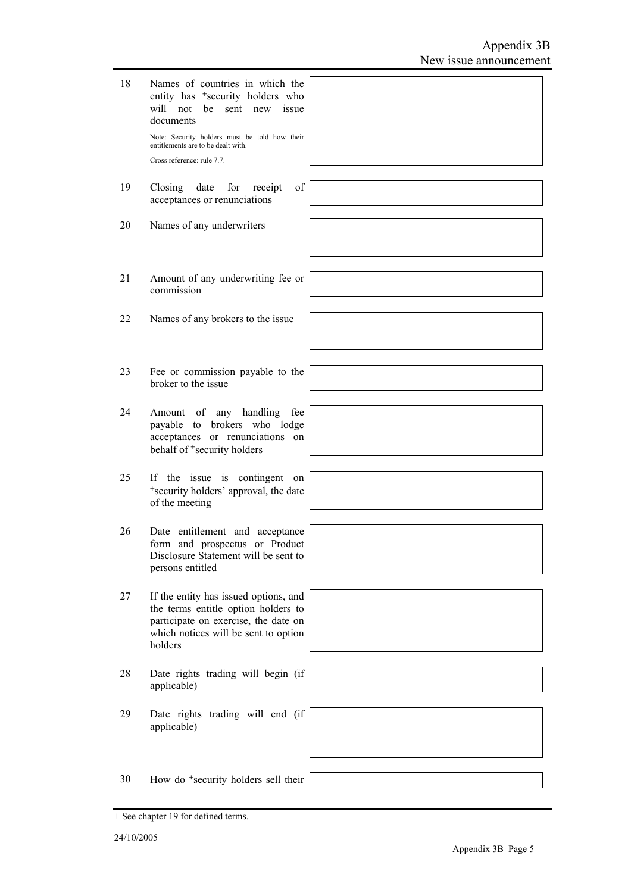| | | |
|---|---|---|
| 18 | Names of countries in which the entity has +security holders who will not be sent new issue documents<br><br>Note: Security holders must be told how their entitlements are to be dealt with.<br><br>Cross reference: rule 7.7. | |
| 19 | Closing date for receipt of acceptances or renunciations | |
| 20 | Names of any underwriters | |
| 21 | Amount of any underwriting fee or commission | |
| 22 | Names of any brokers to the issue | |
| 23 | Fee or commission payable to the broker to the issue | |
| 24 | Amount of any handling fee payable to brokers who lodge acceptances or renunciations on behalf of +security holders | |
| 25 | If the issue is contingent on +security holders' approval, the date of the meeting | |
| 26 | Date entitlement and acceptance form and prospectus or Product Disclosure Statement will be sent to persons entitled | |
| 27 | If the entity has issued options, and the terms entitle option holders to participate on exercise, the date on which notices will be sent to option holders | |
| 28 | Date rights trading will begin (if applicable) | |
| 29 | Date rights trading will end (if applicable) | |
| 30 | How do +security holders sell their | |

+ See chapter 19 for defined terms.

24/10/2005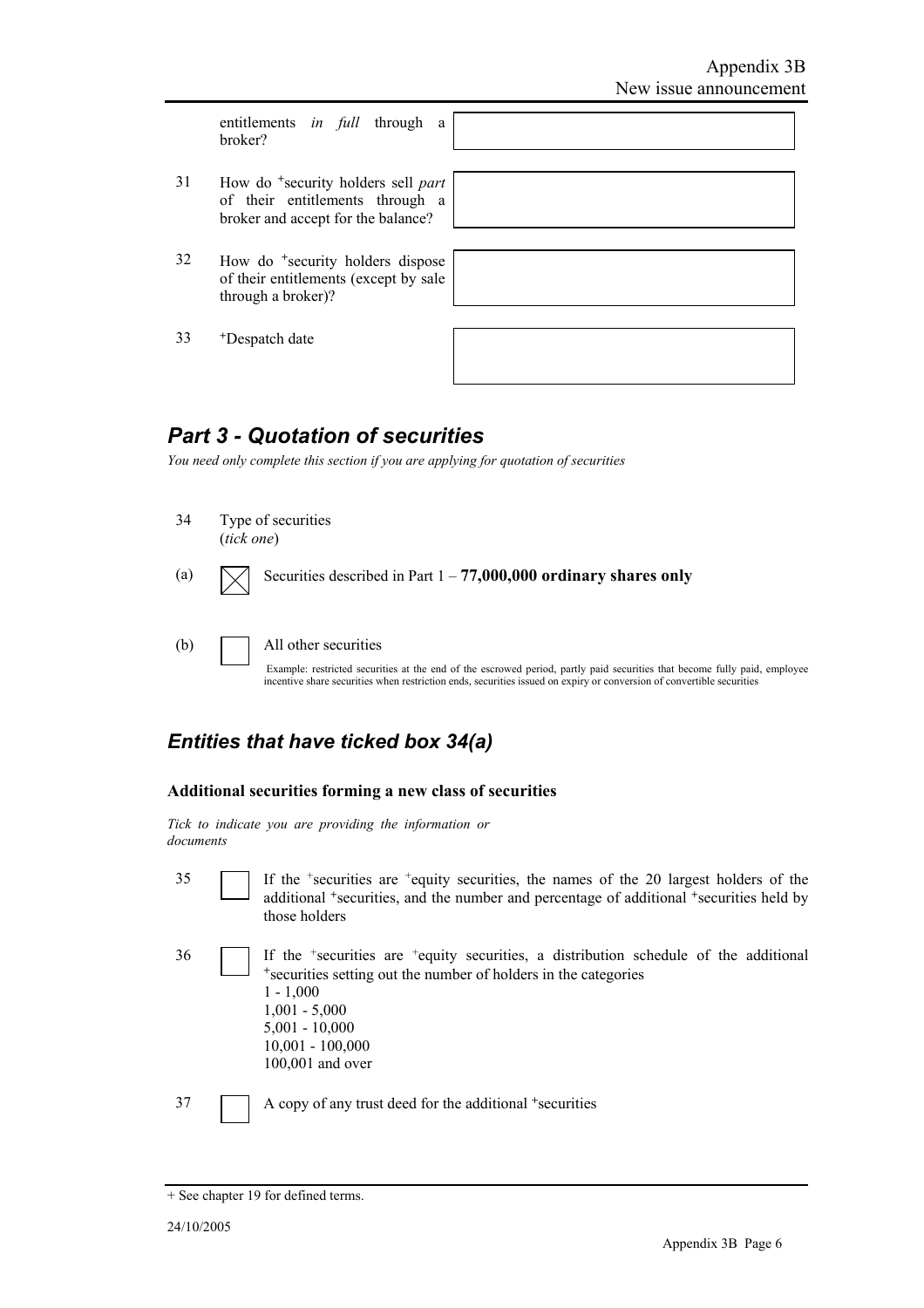| | | |
|---|---|---|
| | entitlements *in full* through a broker? | |
| 31 | How do +security holders sell *part* of their entitlements through a broker and accept for the balance? | |
| 32 | How do +security holders dispose of their entitlements (except by sale through a broker)? | |
| 33 | +Despatch date | |

## *Part 3 - Quotation of securities*

*You need only complete this section if you are applying for quotation of securities*

34 Type of securities
(*tick one*)

(a) ☒ Securities described in Part 1 – **77,000,000 ordinary shares only**

(b) ☐ All other securities

Example: restricted securities at the end of the escrowed period, partly paid securities that become fully paid, employee incentive share securities when restriction ends, securities issued on expiry or conversion of convertible securities

## *Entities that have ticked box 34(a)*

### Additional securities forming a new class of securities

*Tick to indicate you are providing the information or documents*

35 ☐ If the +securities are +equity securities, the names of the 20 largest holders of the additional +securities, and the number and percentage of additional +securities held by those holders

36 ☐ If the +securities are +equity securities, a distribution schedule of the additional +securities setting out the number of holders in the categories
1 - 1,000
1,001 - 5,000
5,001 - 10,000
10,001 - 100,000
100,001 and over

37 ☐ A copy of any trust deed for the additional +securities

+ See chapter 19 for defined terms.

24/10/2005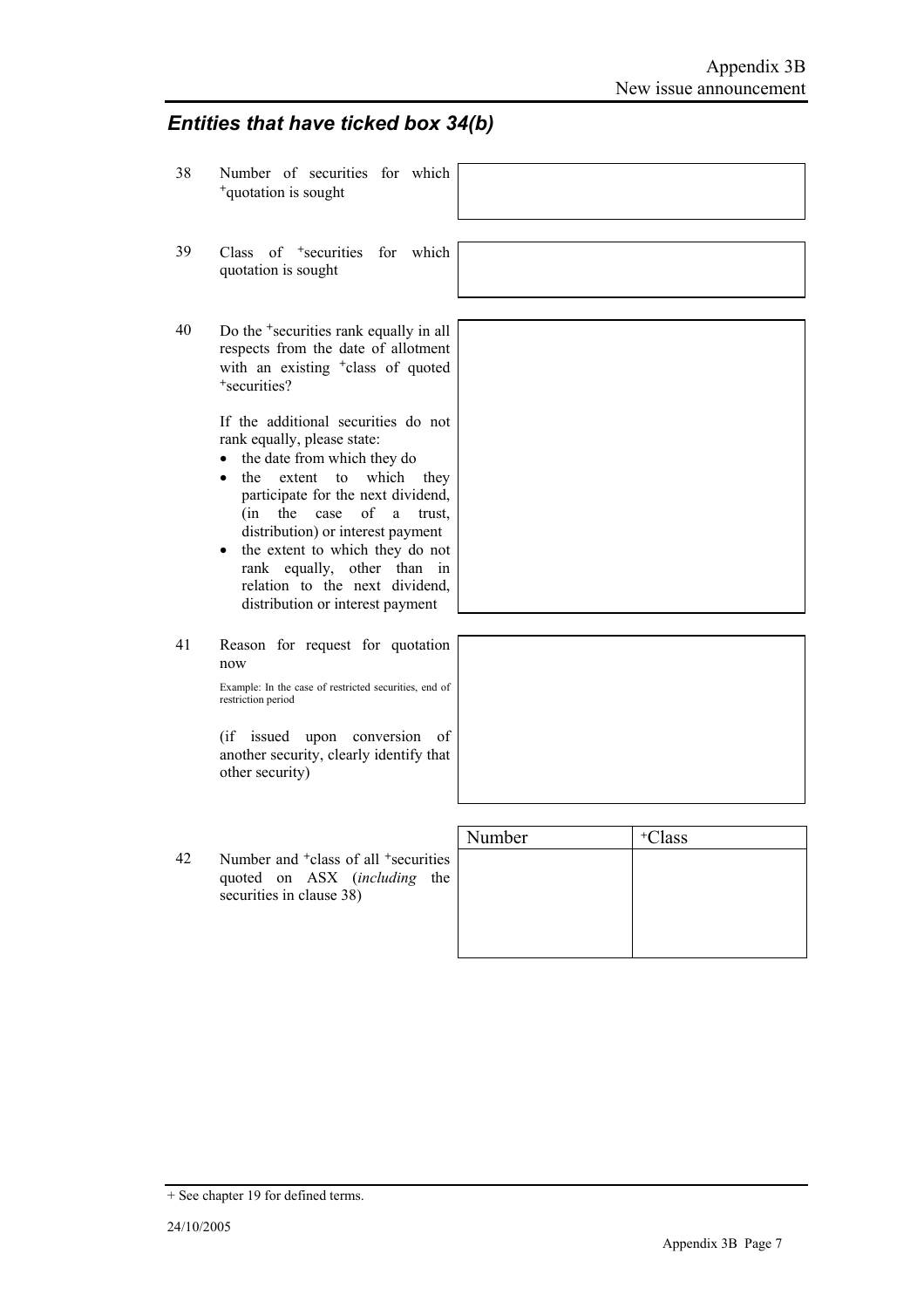## *Entities that have ticked box 34(b)*

38 Number of securities for which +quotation is sought

39 Class of +securities for which quotation is sought

40 Do the +securities rank equally in all respects from the date of allotment with an existing +class of quoted +securities?

If the additional securities do not rank equally, please state:

- the date from which they do
- the extent to which they participate for the next dividend, (in the case of a trust, distribution) or interest payment
- the extent to which they do not rank equally, other than in relation to the next dividend, distribution or interest payment

41 Reason for request for quotation now

Example: In the case of restricted securities, end of restriction period

(if issued upon conversion of another security, clearly identify that other security)

42 Number and +class of all +securities quoted on ASX (*including* the securities in clause 38)

| Number | +Class |
|---|---|
| | |

+ See chapter 19 for defined terms.

24/10/2005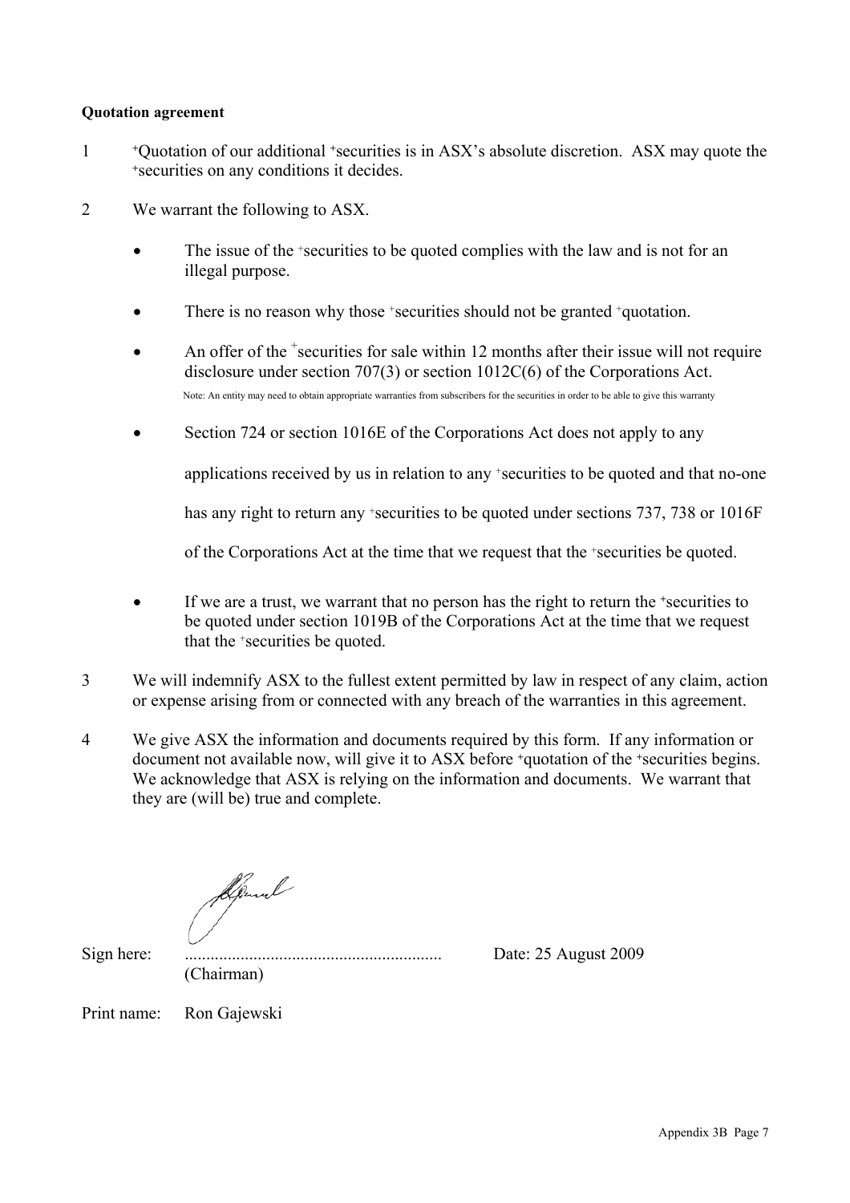**Quotation agreement**

1 +Quotation of our additional +securities is in ASX's absolute discretion. ASX may quote the +securities on any conditions it decides.

2 We warrant the following to ASX.

- The issue of the +securities to be quoted complies with the law and is not for an illegal purpose.
- There is no reason why those +securities should not be granted +quotation.
- An offer of the +securities for sale within 12 months after their issue will not require disclosure under section 707(3) or section 1012C(6) of the Corporations Act.

  Note: An entity may need to obtain appropriate warranties from subscribers for the securities in order to be able to give this warranty

- Section 724 or section 1016E of the Corporations Act does not apply to any applications received by us in relation to any +securities to be quoted and that no-one has any right to return any +securities to be quoted under sections 737, 738 or 1016F of the Corporations Act at the time that we request that the +securities be quoted.
- If we are a trust, we warrant that no person has the right to return the +securities to be quoted under section 1019B of the Corporations Act at the time that we request that the +securities be quoted.

3 We will indemnify ASX to the fullest extent permitted by law in respect of any claim, action or expense arising from or connected with any breach of the warranties in this agreement.

4 We give ASX the information and documents required by this form. If any information or document not available now, will give it to ASX before +quotation of the +securities begins. We acknowledge that ASX is relying on the information and documents. We warrant that they are (will be) true and complete.

Sign here: ........................................................... Date: 25 August 2009
(Chairman)

Print name: Ron Gajewski